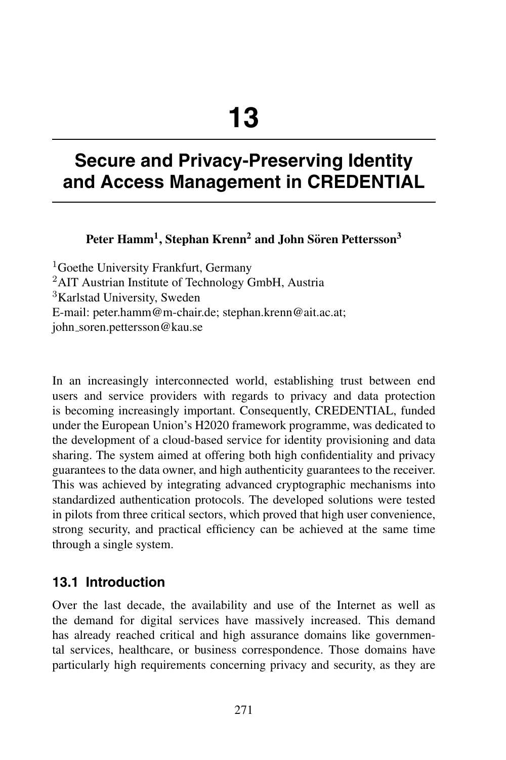# 13

# Secure and Privacy-Preserving Identity and Access Management in CREDENTIAL

**Peter Hamm[1], Stephan Krenn[2] and John Sören Pettersson[3]**

[1]Goethe University Frankfurt, Germany
[2]AIT Austrian Institute of Technology GmbH, Austria
[3]Karlstad University, Sweden
E-mail: peter.hamm@m-chair.de; stephan.krenn@ait.ac.at; john_soren.pettersson@kau.se

In an increasingly interconnected world, establishing trust between end users and service providers with regards to privacy and data protection is becoming increasingly important. Consequently, CREDENTIAL, funded under the European Union's H2020 framework programme, was dedicated to the development of a cloud-based service for identity provisioning and data sharing. The system aimed at offering both high confidentiality and privacy guarantees to the data owner, and high authenticity guarantees to the receiver. This was achieved by integrating advanced cryptographic mechanisms into standardized authentication protocols. The developed solutions were tested in pilots from three critical sectors, which proved that high user convenience, strong security, and practical efficiency can be achieved at the same time through a single system.

## 13.1 Introduction

Over the last decade, the availability and use of the Internet as well as the demand for digital services have massively increased. This demand has already reached critical and high assurance domains like governmental services, healthcare, or business correspondence. Those domains have particularly high requirements concerning privacy and security, as they are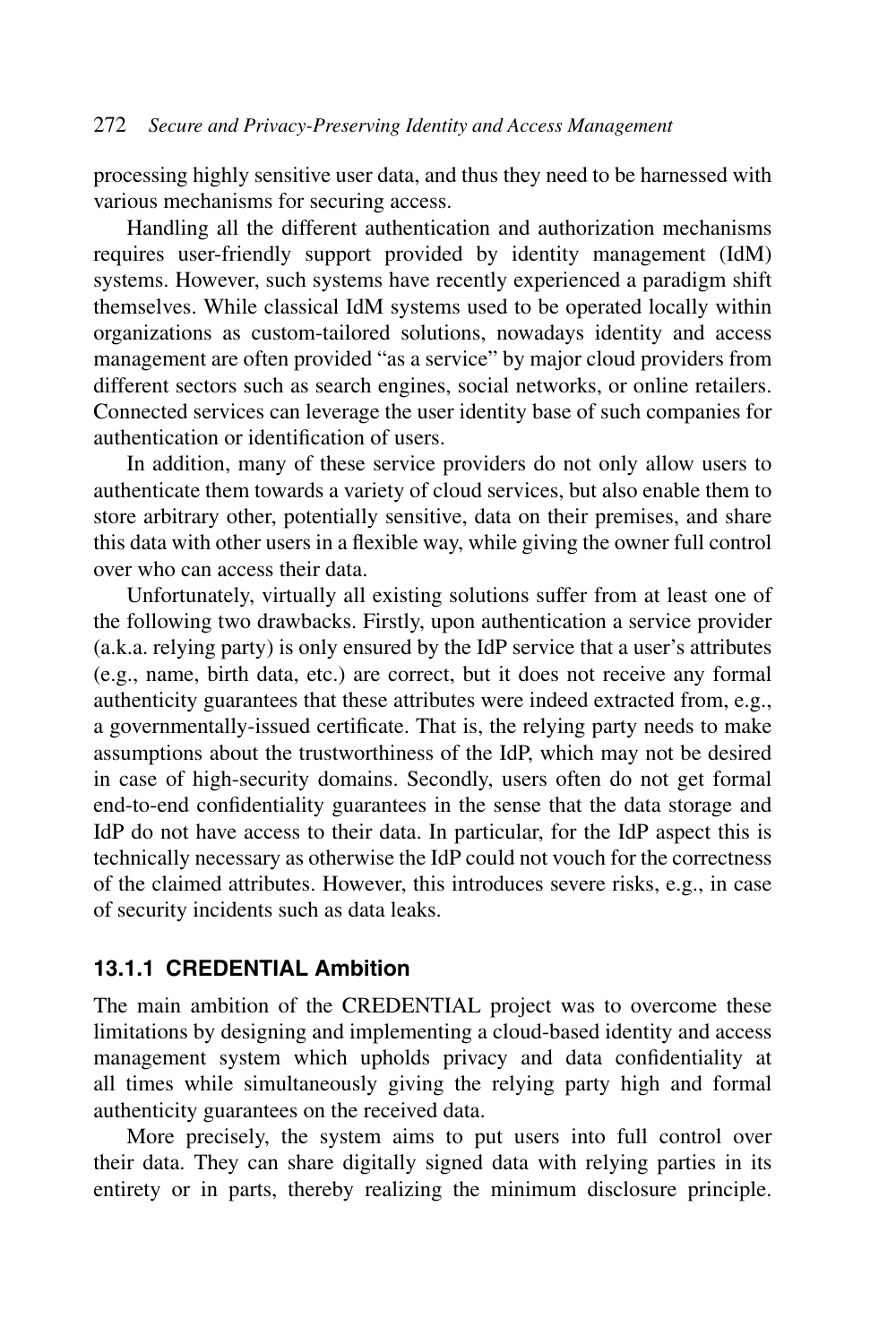processing highly sensitive user data, and thus they need to be harnessed with various mechanisms for securing access.

Handling all the different authentication and authorization mechanisms requires user-friendly support provided by identity management (IdM) systems. However, such systems have recently experienced a paradigm shift themselves. While classical IdM systems used to be operated locally within organizations as custom-tailored solutions, nowadays identity and access management are often provided "as a service" by major cloud providers from different sectors such as search engines, social networks, or online retailers. Connected services can leverage the user identity base of such companies for authentication or identification of users.

In addition, many of these service providers do not only allow users to authenticate them towards a variety of cloud services, but also enable them to store arbitrary other, potentially sensitive, data on their premises, and share this data with other users in a flexible way, while giving the owner full control over who can access their data.

Unfortunately, virtually all existing solutions suffer from at least one of the following two drawbacks. Firstly, upon authentication a service provider (a.k.a. relying party) is only ensured by the IdP service that a user's attributes (e.g., name, birth data, etc.) are correct, but it does not receive any formal authenticity guarantees that these attributes were indeed extracted from, e.g., a governmentally-issued certificate. That is, the relying party needs to make assumptions about the trustworthiness of the IdP, which may not be desired in case of high-security domains. Secondly, users often do not get formal end-to-end confidentiality guarantees in the sense that the data storage and IdP do not have access to their data. In particular, for the IdP aspect this is technically necessary as otherwise the IdP could not vouch for the correctness of the claimed attributes. However, this introduces severe risks, e.g., in case of security incidents such as data leaks.

### 13.1.1 CREDENTIAL Ambition

The main ambition of the CREDENTIAL project was to overcome these limitations by designing and implementing a cloud-based identity and access management system which upholds privacy and data confidentiality at all times while simultaneously giving the relying party high and formal authenticity guarantees on the received data.

More precisely, the system aims to put users into full control over their data. They can share digitally signed data with relying parties in its entirety or in parts, thereby realizing the minimum disclosure principle.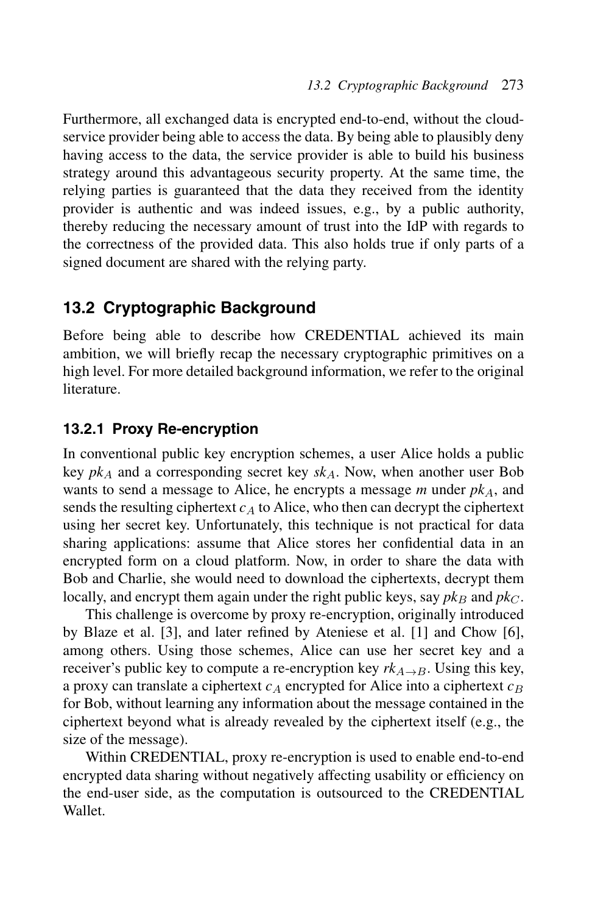Furthermore, all exchanged data is encrypted end-to-end, without the cloud-service provider being able to access the data. By being able to plausibly deny having access to the data, the service provider is able to build his business strategy around this advantageous security property. At the same time, the relying parties is guaranteed that the data they received from the identity provider is authentic and was indeed issues, e.g., by a public authority, thereby reducing the necessary amount of trust into the IdP with regards to the correctness of the provided data. This also holds true if only parts of a signed document are shared with the relying party.

## 13.2 Cryptographic Background

Before being able to describe how CREDENTIAL achieved its main ambition, we will briefly recap the necessary cryptographic primitives on a high level. For more detailed background information, we refer to the original literature.

### 13.2.1 Proxy Re-encryption

In conventional public key encryption schemes, a user Alice holds a public key $pk_A$ and a corresponding secret key $sk_A$. Now, when another user Bob wants to send a message to Alice, he encrypts a message $m$ under $pk_A$, and sends the resulting ciphertext $c_A$ to Alice, who then can decrypt the ciphertext using her secret key. Unfortunately, this technique is not practical for data sharing applications: assume that Alice stores her confidential data in an encrypted form on a cloud platform. Now, in order to share the data with Bob and Charlie, she would need to download the ciphertexts, decrypt them locally, and encrypt them again under the right public keys, say $pk_B$ and $pk_C$.

This challenge is overcome by proxy re-encryption, originally introduced by Blaze et al. [3], and later refined by Ateniese et al. [1] and Chow [6], among others. Using those schemes, Alice can use her secret key and a receiver's public key to compute a re-encryption key $rk_{A \to B}$. Using this key, a proxy can translate a ciphertext $c_A$ encrypted for Alice into a ciphertext $c_B$ for Bob, without learning any information about the message contained in the ciphertext beyond what is already revealed by the ciphertext itself (e.g., the size of the message).

Within CREDENTIAL, proxy re-encryption is used to enable end-to-end encrypted data sharing without negatively affecting usability or efficiency on the end-user side, as the computation is outsourced to the CREDENTIAL Wallet.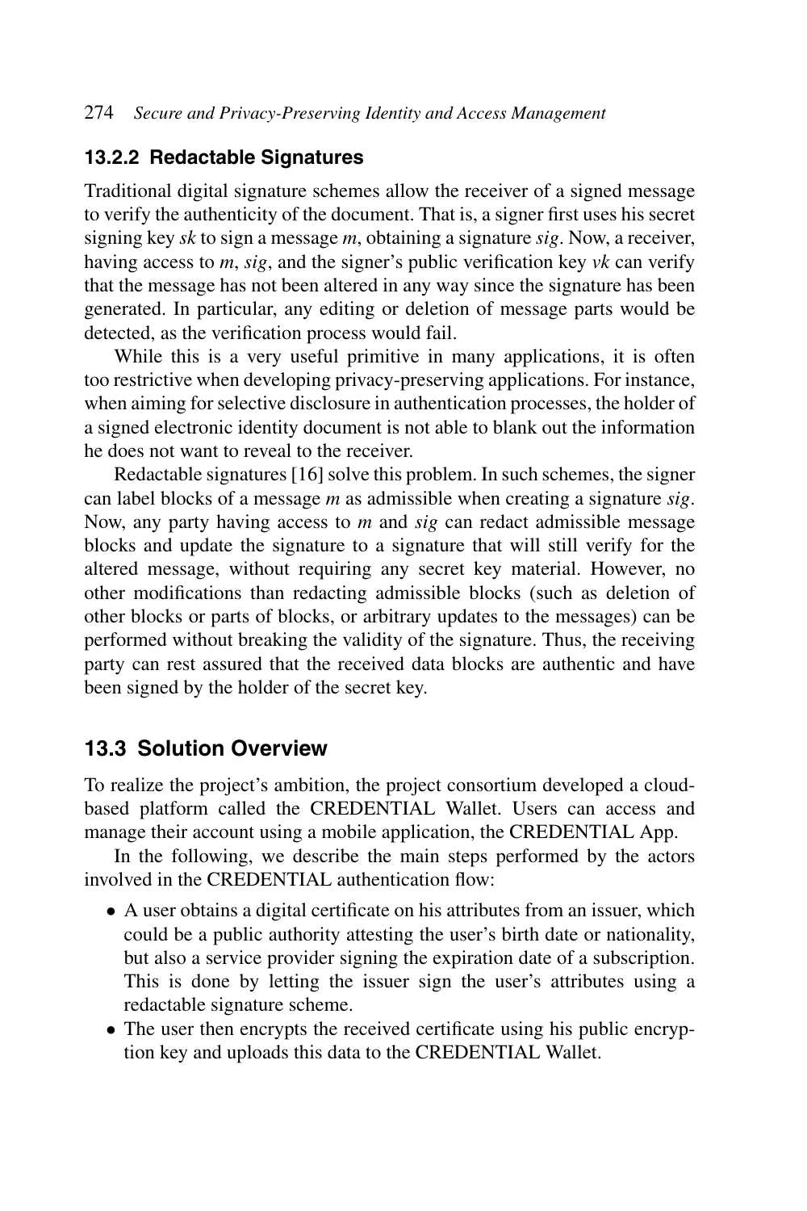### 13.2.2 Redactable Signatures

Traditional digital signature schemes allow the receiver of a signed message to verify the authenticity of the document. That is, a signer first uses his secret signing key *sk* to sign a message *m*, obtaining a signature *sig*. Now, a receiver, having access to *m*, *sig*, and the signer's public verification key *vk* can verify that the message has not been altered in any way since the signature has been generated. In particular, any editing or deletion of message parts would be detected, as the verification process would fail.

While this is a very useful primitive in many applications, it is often too restrictive when developing privacy-preserving applications. For instance, when aiming for selective disclosure in authentication processes, the holder of a signed electronic identity document is not able to blank out the information he does not want to reveal to the receiver.

Redactable signatures [16] solve this problem. In such schemes, the signer can label blocks of a message *m* as admissible when creating a signature *sig*. Now, any party having access to *m* and *sig* can redact admissible message blocks and update the signature to a signature that will still verify for the altered message, without requiring any secret key material. However, no other modifications than redacting admissible blocks (such as deletion of other blocks or parts of blocks, or arbitrary updates to the messages) can be performed without breaking the validity of the signature. Thus, the receiving party can rest assured that the received data blocks are authentic and have been signed by the holder of the secret key.

## 13.3 Solution Overview

To realize the project's ambition, the project consortium developed a cloud-based platform called the CREDENTIAL Wallet. Users can access and manage their account using a mobile application, the CREDENTIAL App.

In the following, we describe the main steps performed by the actors involved in the CREDENTIAL authentication flow:

- A user obtains a digital certificate on his attributes from an issuer, which could be a public authority attesting the user's birth date or nationality, but also a service provider signing the expiration date of a subscription. This is done by letting the issuer sign the user's attributes using a redactable signature scheme.
- The user then encrypts the received certificate using his public encryption key and uploads this data to the CREDENTIAL Wallet.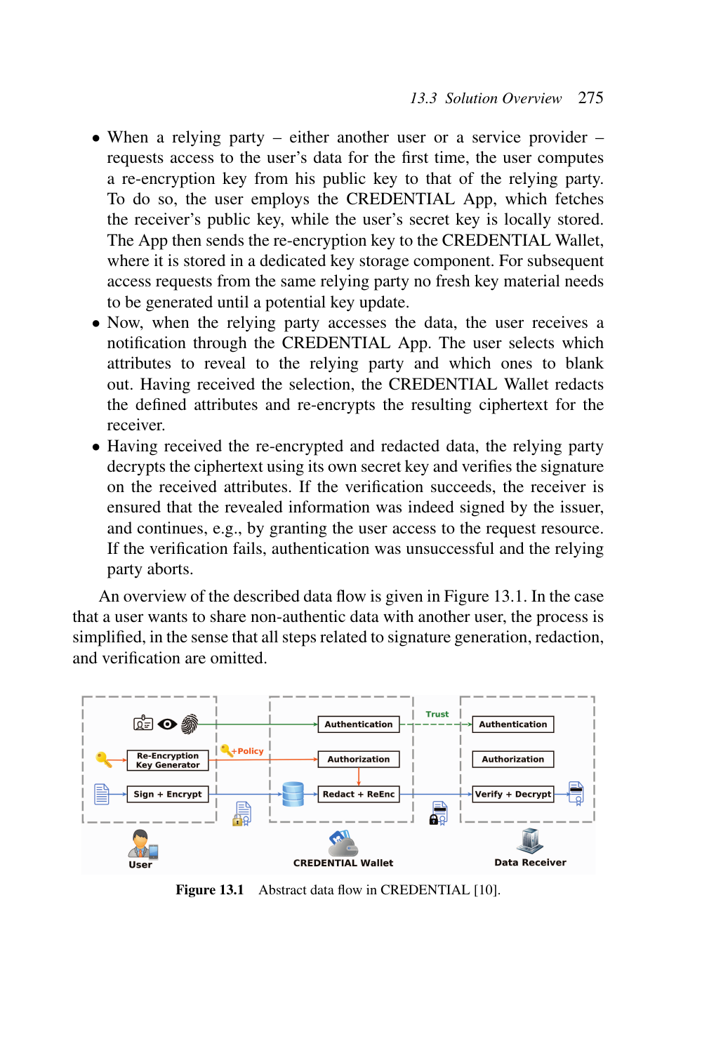- When a relying party – either another user or a service provider – requests access to the user's data for the first time, the user computes a re-encryption key from his public key to that of the relying party. To do so, the user employs the CREDENTIAL App, which fetches the receiver's public key, while the user's secret key is locally stored. The App then sends the re-encryption key to the CREDENTIAL Wallet, where it is stored in a dedicated key storage component. For subsequent access requests from the same relying party no fresh key material needs to be generated until a potential key update.
- Now, when the relying party accesses the data, the user receives a notification through the CREDENTIAL App. The user selects which attributes to reveal to the relying party and which ones to blank out. Having received the selection, the CREDENTIAL Wallet redacts the defined attributes and re-encrypts the resulting ciphertext for the receiver.
- Having received the re-encrypted and redacted data, the relying party decrypts the ciphertext using its own secret key and verifies the signature on the received attributes. If the verification succeeds, the receiver is ensured that the revealed information was indeed signed by the issuer, and continues, e.g., by granting the user access to the request resource. If the verification fails, authentication was unsuccessful and the relying party aborts.

An overview of the described data flow is given in Figure 13.1. In the case that a user wants to share non-authentic data with another user, the process is simplified, in the sense that all steps related to signature generation, redaction, and verification are omitted.

Re-Encryption Key Generator
+Policy
Sign + Encrypt
User
Authentication
Authorization
Redact + ReEnc
CREDENTIAL Wallet
Trust
Authentication
Authorization
Verify + Decrypt
Data Receiver

**Figure 13.1** Abstract data flow in CREDENTIAL [10].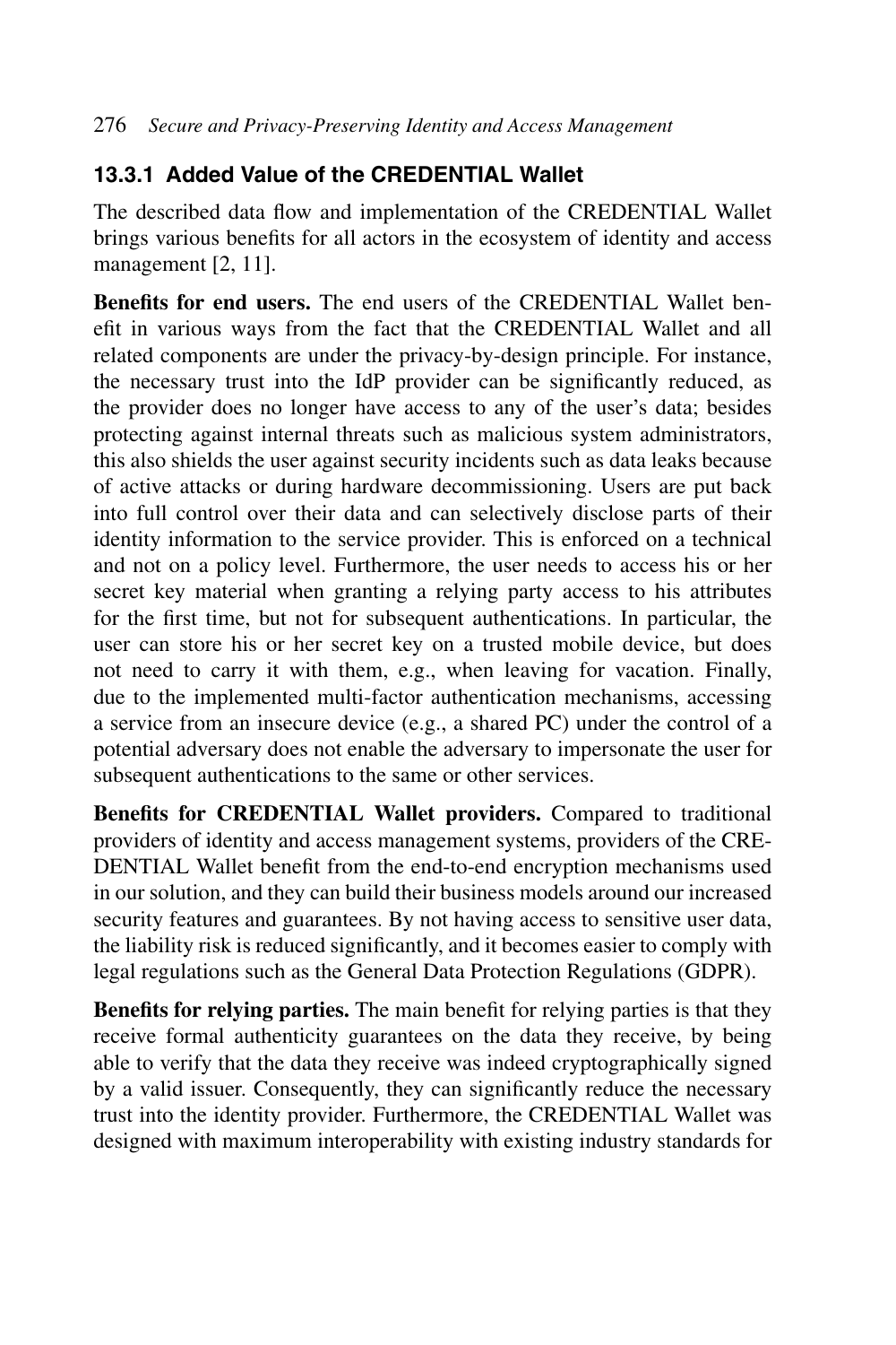### 13.3.1 Added Value of the CREDENTIAL Wallet

The described data flow and implementation of the CREDENTIAL Wallet brings various benefits for all actors in the ecosystem of identity and access management [2, 11].

**Benefits for end users.** The end users of the CREDENTIAL Wallet benefit in various ways from the fact that the CREDENTIAL Wallet and all related components are under the privacy-by-design principle. For instance, the necessary trust into the IdP provider can be significantly reduced, as the provider does no longer have access to any of the user's data; besides protecting against internal threats such as malicious system administrators, this also shields the user against security incidents such as data leaks because of active attacks or during hardware decommissioning. Users are put back into full control over their data and can selectively disclose parts of their identity information to the service provider. This is enforced on a technical and not on a policy level. Furthermore, the user needs to access his or her secret key material when granting a relying party access to his attributes for the first time, but not for subsequent authentications. In particular, the user can store his or her secret key on a trusted mobile device, but does not need to carry it with them, e.g., when leaving for vacation. Finally, due to the implemented multi-factor authentication mechanisms, accessing a service from an insecure device (e.g., a shared PC) under the control of a potential adversary does not enable the adversary to impersonate the user for subsequent authentications to the same or other services.

**Benefits for CREDENTIAL Wallet providers.** Compared to traditional providers of identity and access management systems, providers of the CREDENTIAL Wallet benefit from the end-to-end encryption mechanisms used in our solution, and they can build their business models around our increased security features and guarantees. By not having access to sensitive user data, the liability risk is reduced significantly, and it becomes easier to comply with legal regulations such as the General Data Protection Regulations (GDPR).

**Benefits for relying parties.** The main benefit for relying parties is that they receive formal authenticity guarantees on the data they receive, by being able to verify that the data they receive was indeed cryptographically signed by a valid issuer. Consequently, they can significantly reduce the necessary trust into the identity provider. Furthermore, the CREDENTIAL Wallet was designed with maximum interoperability with existing industry standards for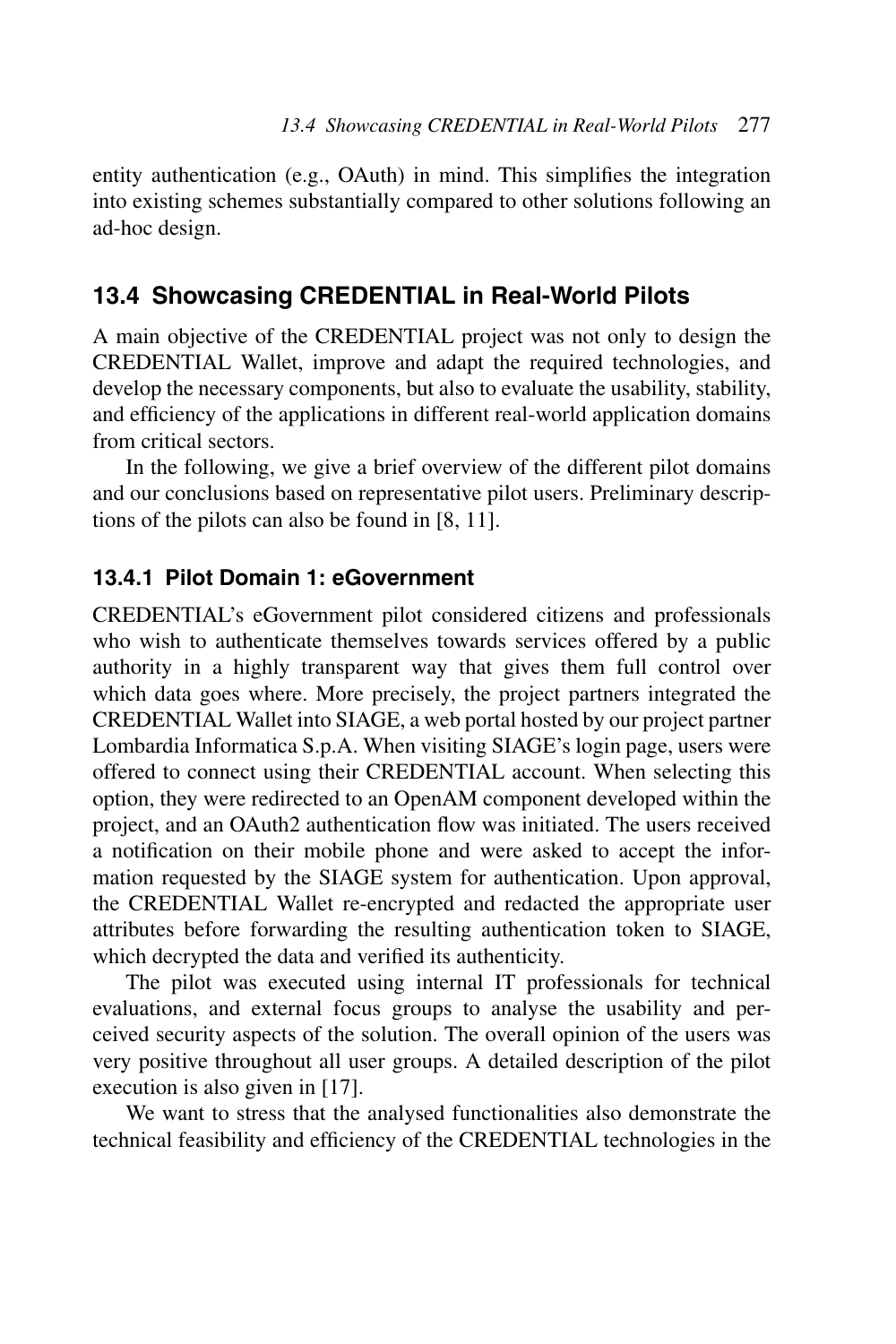entity authentication (e.g., OAuth) in mind. This simplifies the integration into existing schemes substantially compared to other solutions following an ad-hoc design.

## 13.4 Showcasing CREDENTIAL in Real-World Pilots

A main objective of the CREDENTIAL project was not only to design the CREDENTIAL Wallet, improve and adapt the required technologies, and develop the necessary components, but also to evaluate the usability, stability, and efficiency of the applications in different real-world application domains from critical sectors.

In the following, we give a brief overview of the different pilot domains and our conclusions based on representative pilot users. Preliminary descriptions of the pilots can also be found in [8, 11].

### 13.4.1 Pilot Domain 1: eGovernment

CREDENTIAL's eGovernment pilot considered citizens and professionals who wish to authenticate themselves towards services offered by a public authority in a highly transparent way that gives them full control over which data goes where. More precisely, the project partners integrated the CREDENTIAL Wallet into SIAGE, a web portal hosted by our project partner Lombardia Informatica S.p.A. When visiting SIAGE's login page, users were offered to connect using their CREDENTIAL account. When selecting this option, they were redirected to an OpenAM component developed within the project, and an OAuth2 authentication flow was initiated. The users received a notification on their mobile phone and were asked to accept the information requested by the SIAGE system for authentication. Upon approval, the CREDENTIAL Wallet re-encrypted and redacted the appropriate user attributes before forwarding the resulting authentication token to SIAGE, which decrypted the data and verified its authenticity.

The pilot was executed using internal IT professionals for technical evaluations, and external focus groups to analyse the usability and perceived security aspects of the solution. The overall opinion of the users was very positive throughout all user groups. A detailed description of the pilot execution is also given in [17].

We want to stress that the analysed functionalities also demonstrate the technical feasibility and efficiency of the CREDENTIAL technologies in the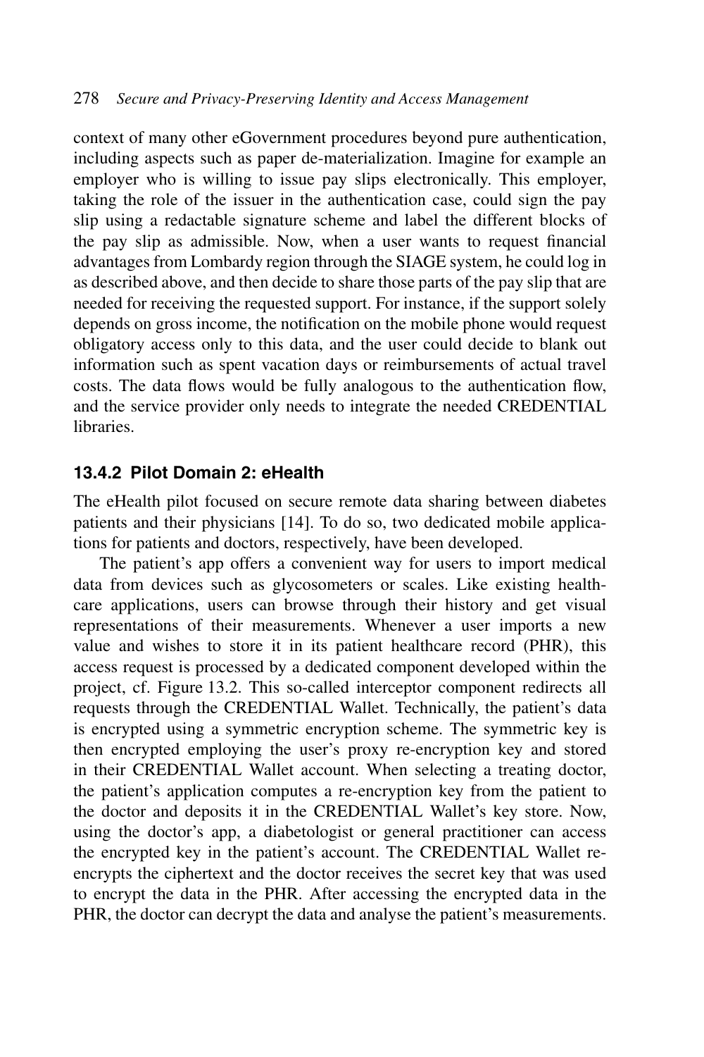context of many other eGovernment procedures beyond pure authentication, including aspects such as paper de-materialization. Imagine for example an employer who is willing to issue pay slips electronically. This employer, taking the role of the issuer in the authentication case, could sign the pay slip using a redactable signature scheme and label the different blocks of the pay slip as admissible. Now, when a user wants to request financial advantages from Lombardy region through the SIAGE system, he could log in as described above, and then decide to share those parts of the pay slip that are needed for receiving the requested support. For instance, if the support solely depends on gross income, the notification on the mobile phone would request obligatory access only to this data, and the user could decide to blank out information such as spent vacation days or reimbursements of actual travel costs. The data flows would be fully analogous to the authentication flow, and the service provider only needs to integrate the needed CREDENTIAL libraries.

### 13.4.2 Pilot Domain 2: eHealth

The eHealth pilot focused on secure remote data sharing between diabetes patients and their physicians [14]. To do so, two dedicated mobile applications for patients and doctors, respectively, have been developed.

The patient's app offers a convenient way for users to import medical data from devices such as glycosometers or scales. Like existing healthcare applications, users can browse through their history and get visual representations of their measurements. Whenever a user imports a new value and wishes to store it in its patient healthcare record (PHR), this access request is processed by a dedicated component developed within the project, cf. Figure 13.2. This so-called interceptor component redirects all requests through the CREDENTIAL Wallet. Technically, the patient's data is encrypted using a symmetric encryption scheme. The symmetric key is then encrypted employing the user's proxy re-encryption key and stored in their CREDENTIAL Wallet account. When selecting a treating doctor, the patient's application computes a re-encryption key from the patient to the doctor and deposits it in the CREDENTIAL Wallet's key store. Now, using the doctor's app, a diabetologist or general practitioner can access the encrypted key in the patient's account. The CREDENTIAL Wallet re-encrypts the ciphertext and the doctor receives the secret key that was used to encrypt the data in the PHR. After accessing the encrypted data in the PHR, the doctor can decrypt the data and analyse the patient's measurements.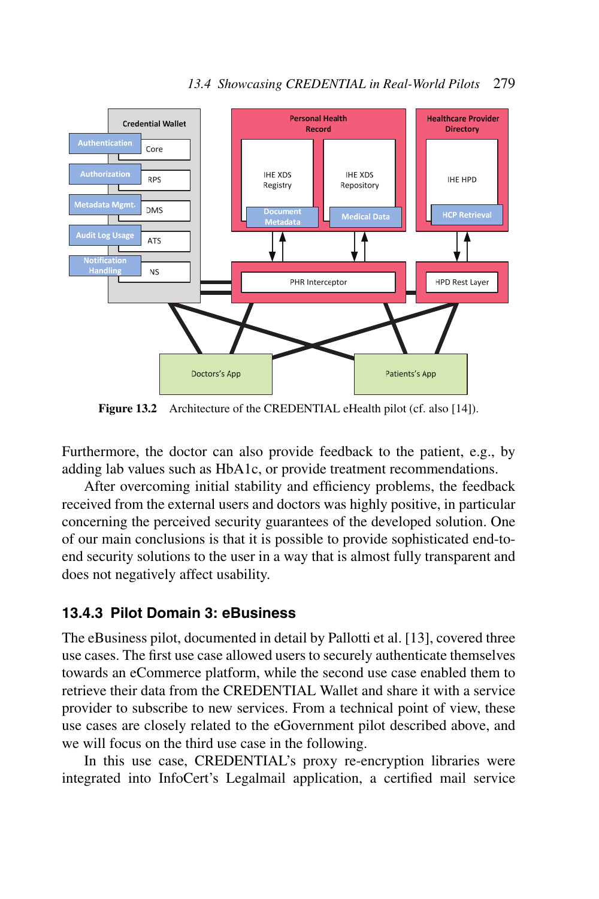Figure 13.2 Architecture of the CREDENTIAL eHealth pilot (cf. also [14]).

Furthermore, the doctor can also provide feedback to the patient, e.g., by adding lab values such as HbA1c, or provide treatment recommendations.

After overcoming initial stability and efficiency problems, the feedback received from the external users and doctors was highly positive, in particular concerning the perceived security guarantees of the developed solution. One of our main conclusions is that it is possible to provide sophisticated end-to-end security solutions to the user in a way that is almost fully transparent and does not negatively affect usability.

### 13.4.3 Pilot Domain 3: eBusiness

The eBusiness pilot, documented in detail by Pallotti et al. [13], covered three use cases. The first use case allowed users to securely authenticate themselves towards an eCommerce platform, while the second use case enabled them to retrieve their data from the CREDENTIAL Wallet and share it with a service provider to subscribe to new services. From a technical point of view, these use cases are closely related to the eGovernment pilot described above, and we will focus on the third use case in the following.

In this use case, CREDENTIAL's proxy re-encryption libraries were integrated into InfoCert's Legalmail application, a certified mail service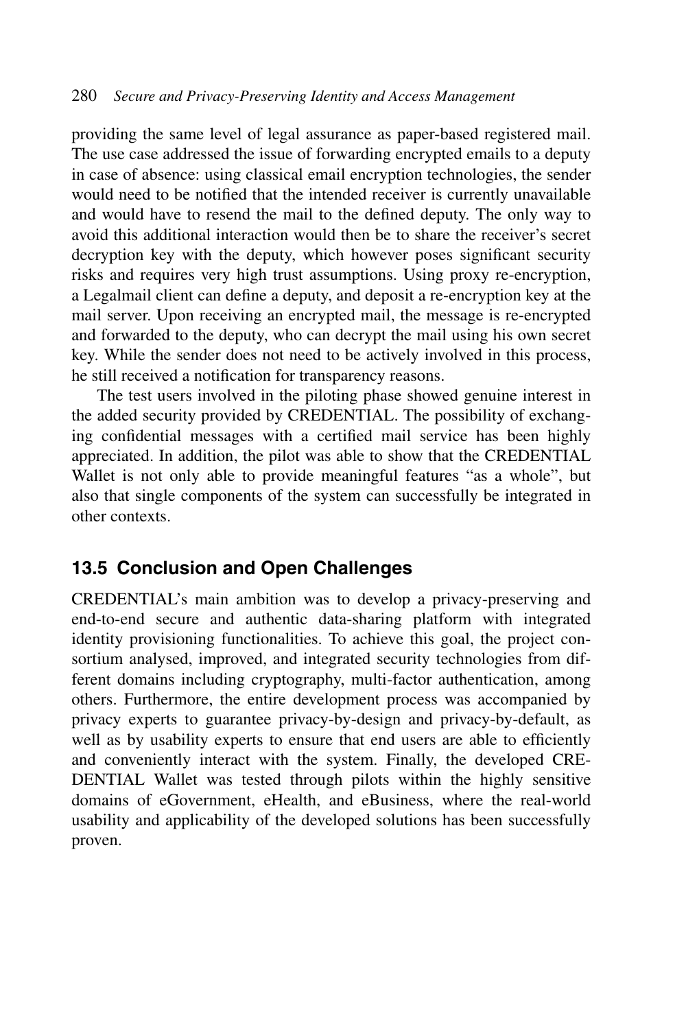providing the same level of legal assurance as paper-based registered mail. The use case addressed the issue of forwarding encrypted emails to a deputy in case of absence: using classical email encryption technologies, the sender would need to be notified that the intended receiver is currently unavailable and would have to resend the mail to the defined deputy. The only way to avoid this additional interaction would then be to share the receiver's secret decryption key with the deputy, which however poses significant security risks and requires very high trust assumptions. Using proxy re-encryption, a Legalmail client can define a deputy, and deposit a re-encryption key at the mail server. Upon receiving an encrypted mail, the message is re-encrypted and forwarded to the deputy, who can decrypt the mail using his own secret key. While the sender does not need to be actively involved in this process, he still received a notification for transparency reasons.

The test users involved in the piloting phase showed genuine interest in the added security provided by CREDENTIAL. The possibility of exchanging confidential messages with a certified mail service has been highly appreciated. In addition, the pilot was able to show that the CREDENTIAL Wallet is not only able to provide meaningful features "as a whole", but also that single components of the system can successfully be integrated in other contexts.

## 13.5 Conclusion and Open Challenges

CREDENTIAL's main ambition was to develop a privacy-preserving and end-to-end secure and authentic data-sharing platform with integrated identity provisioning functionalities. To achieve this goal, the project consortium analysed, improved, and integrated security technologies from different domains including cryptography, multi-factor authentication, among others. Furthermore, the entire development process was accompanied by privacy experts to guarantee privacy-by-design and privacy-by-default, as well as by usability experts to ensure that end users are able to efficiently and conveniently interact with the system. Finally, the developed CREDENTIAL Wallet was tested through pilots within the highly sensitive domains of eGovernment, eHealth, and eBusiness, where the real-world usability and applicability of the developed solutions has been successfully proven.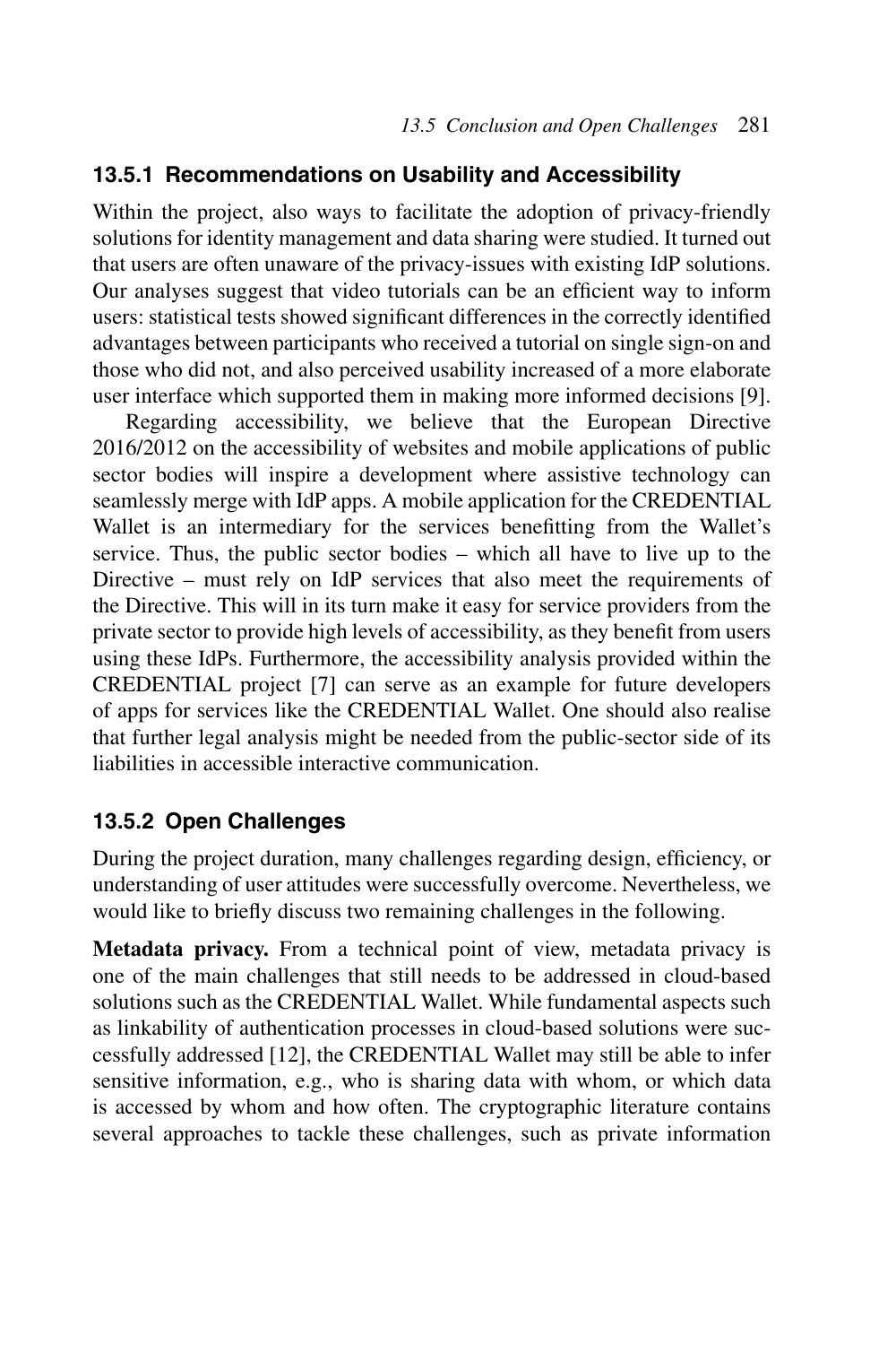### 13.5.1 Recommendations on Usability and Accessibility

Within the project, also ways to facilitate the adoption of privacy-friendly solutions for identity management and data sharing were studied. It turned out that users are often unaware of the privacy-issues with existing IdP solutions. Our analyses suggest that video tutorials can be an efficient way to inform users: statistical tests showed significant differences in the correctly identified advantages between participants who received a tutorial on single sign-on and those who did not, and also perceived usability increased of a more elaborate user interface which supported them in making more informed decisions [9].

Regarding accessibility, we believe that the European Directive 2016/2012 on the accessibility of websites and mobile applications of public sector bodies will inspire a development where assistive technology can seamlessly merge with IdP apps. A mobile application for the CREDENTIAL Wallet is an intermediary for the services benefitting from the Wallet's service. Thus, the public sector bodies – which all have to live up to the Directive – must rely on IdP services that also meet the requirements of the Directive. This will in its turn make it easy for service providers from the private sector to provide high levels of accessibility, as they benefit from users using these IdPs. Furthermore, the accessibility analysis provided within the CREDENTIAL project [7] can serve as an example for future developers of apps for services like the CREDENTIAL Wallet. One should also realise that further legal analysis might be needed from the public-sector side of its liabilities in accessible interactive communication.

### 13.5.2 Open Challenges

During the project duration, many challenges regarding design, efficiency, or understanding of user attitudes were successfully overcome. Nevertheless, we would like to briefly discuss two remaining challenges in the following.

**Metadata privacy.** From a technical point of view, metadata privacy is one of the main challenges that still needs to be addressed in cloud-based solutions such as the CREDENTIAL Wallet. While fundamental aspects such as linkability of authentication processes in cloud-based solutions were successfully addressed [12], the CREDENTIAL Wallet may still be able to infer sensitive information, e.g., who is sharing data with whom, or which data is accessed by whom and how often. The cryptographic literature contains several approaches to tackle these challenges, such as private information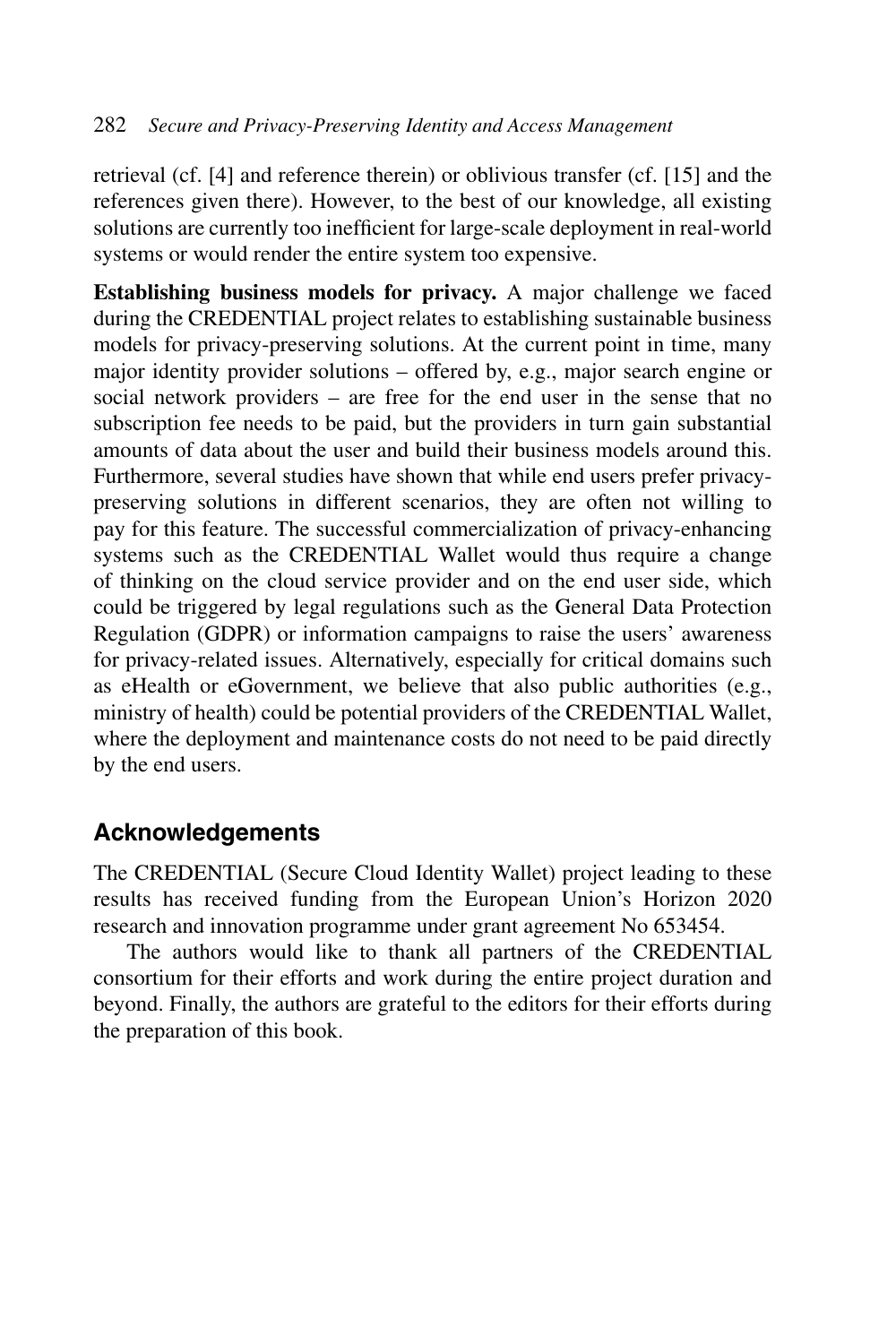retrieval (cf. [4] and reference therein) or oblivious transfer (cf. [15] and the references given there). However, to the best of our knowledge, all existing solutions are currently too inefficient for large-scale deployment in real-world systems or would render the entire system too expensive.

**Establishing business models for privacy.** A major challenge we faced during the CREDENTIAL project relates to establishing sustainable business models for privacy-preserving solutions. At the current point in time, many major identity provider solutions – offered by, e.g., major search engine or social network providers – are free for the end user in the sense that no subscription fee needs to be paid, but the providers in turn gain substantial amounts of data about the user and build their business models around this. Furthermore, several studies have shown that while end users prefer privacy-preserving solutions in different scenarios, they are often not willing to pay for this feature. The successful commercialization of privacy-enhancing systems such as the CREDENTIAL Wallet would thus require a change of thinking on the cloud service provider and on the end user side, which could be triggered by legal regulations such as the General Data Protection Regulation (GDPR) or information campaigns to raise the users' awareness for privacy-related issues. Alternatively, especially for critical domains such as eHealth or eGovernment, we believe that also public authorities (e.g., ministry of health) could be potential providers of the CREDENTIAL Wallet, where the deployment and maintenance costs do not need to be paid directly by the end users.

## Acknowledgements

The CREDENTIAL (Secure Cloud Identity Wallet) project leading to these results has received funding from the European Union's Horizon 2020 research and innovation programme under grant agreement No 653454.

The authors would like to thank all partners of the CREDENTIAL consortium for their efforts and work during the entire project duration and beyond. Finally, the authors are grateful to the editors for their efforts during the preparation of this book.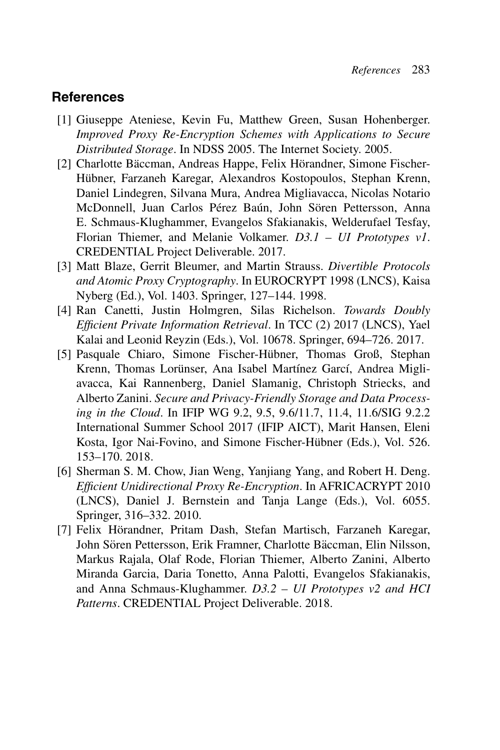## References

[1] Giuseppe Ateniese, Kevin Fu, Matthew Green, Susan Hohenberger. *Improved Proxy Re-Encryption Schemes with Applications to Secure Distributed Storage*. In NDSS 2005. The Internet Society. 2005.

[2] Charlotte Bäccman, Andreas Happe, Felix Hörandner, Simone Fischer-Hübner, Farzaneh Karegar, Alexandros Kostopoulos, Stephan Krenn, Daniel Lindegren, Silvana Mura, Andrea Migliavacca, Nicolas Notario McDonnell, Juan Carlos Pérez Baún, John Sören Pettersson, Anna E. Schmaus-Klughammer, Evangelos Sfakianakis, Welderufael Tesfay, Florian Thiemer, and Melanie Volkamer. *D3.1 – UI Prototypes v1*. CREDENTIAL Project Deliverable. 2017.

[3] Matt Blaze, Gerrit Bleumer, and Martin Strauss. *Divertible Protocols and Atomic Proxy Cryptography*. In EUROCRYPT 1998 (LNCS), Kaisa Nyberg (Ed.), Vol. 1403. Springer, 127–144. 1998.

[4] Ran Canetti, Justin Holmgren, Silas Richelson. *Towards Doubly Efficient Private Information Retrieval*. In TCC (2) 2017 (LNCS), Yael Kalai and Leonid Reyzin (Eds.), Vol. 10678. Springer, 694–726. 2017.

[5] Pasquale Chiaro, Simone Fischer-Hübner, Thomas Groß, Stephan Krenn, Thomas Lorünser, Ana Isabel Martínez Garcí, Andrea Migliavacca, Kai Rannenberg, Daniel Slamanig, Christoph Striecks, and Alberto Zanini. *Secure and Privacy-Friendly Storage and Data Processing in the Cloud*. In IFIP WG 9.2, 9.5, 9.6/11.7, 11.4, 11.6/SIG 9.2.2 International Summer School 2017 (IFIP AICT), Marit Hansen, Eleni Kosta, Igor Nai-Fovino, and Simone Fischer-Hübner (Eds.), Vol. 526. 153–170. 2018.

[6] Sherman S. M. Chow, Jian Weng, Yanjiang Yang, and Robert H. Deng. *Efficient Unidirectional Proxy Re-Encryption*. In AFRICACRYPT 2010 (LNCS), Daniel J. Bernstein and Tanja Lange (Eds.), Vol. 6055. Springer, 316–332. 2010.

[7] Felix Hörandner, Pritam Dash, Stefan Martisch, Farzaneh Karegar, John Sören Pettersson, Erik Framner, Charlotte Bäccman, Elin Nilsson, Markus Rajala, Olaf Rode, Florian Thiemer, Alberto Zanini, Alberto Miranda Garcia, Daria Tonetto, Anna Palotti, Evangelos Sfakianakis, and Anna Schmaus-Klughammer. *D3.2 – UI Prototypes v2 and HCI Patterns*. CREDENTIAL Project Deliverable. 2018.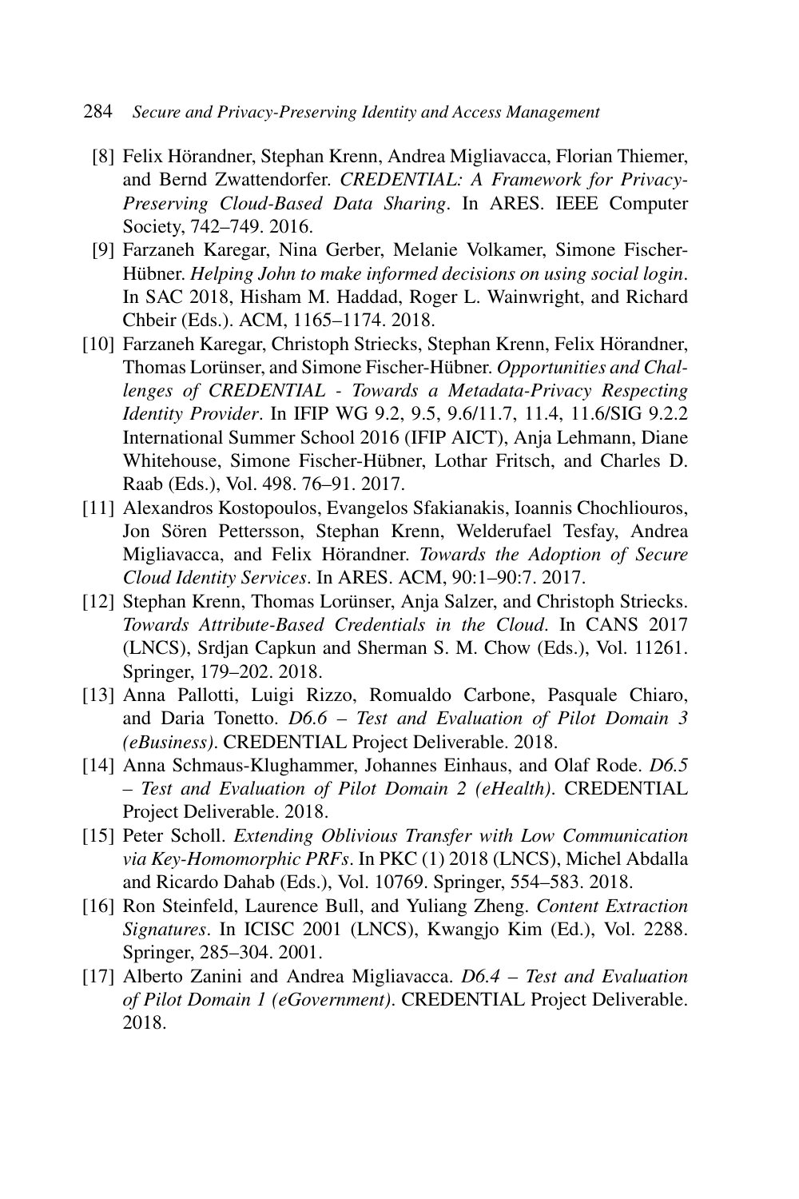[8] Felix Hörandner, Stephan Krenn, Andrea Migliavacca, Florian Thiemer, and Bernd Zwattendorfer. *CREDENTIAL: A Framework for Privacy-Preserving Cloud-Based Data Sharing*. In ARES. IEEE Computer Society, 742–749. 2016.

[9] Farzaneh Karegar, Nina Gerber, Melanie Volkamer, Simone Fischer-Hübner. *Helping John to make informed decisions on using social login*. In SAC 2018, Hisham M. Haddad, Roger L. Wainwright, and Richard Chbeir (Eds.). ACM, 1165–1174. 2018.

[10] Farzaneh Karegar, Christoph Striecks, Stephan Krenn, Felix Hörandner, Thomas Lorünser, and Simone Fischer-Hübner. *Opportunities and Challenges of CREDENTIAL - Towards a Metadata-Privacy Respecting Identity Provider*. In IFIP WG 9.2, 9.5, 9.6/11.7, 11.4, 11.6/SIG 9.2.2 International Summer School 2016 (IFIP AICT), Anja Lehmann, Diane Whitehouse, Simone Fischer-Hübner, Lothar Fritsch, and Charles D. Raab (Eds.), Vol. 498. 76–91. 2017.

[11] Alexandros Kostopoulos, Evangelos Sfakianakis, Ioannis Chochliouros, Jon Sören Pettersson, Stephan Krenn, Welderufael Tesfay, Andrea Migliavacca, and Felix Hörandner. *Towards the Adoption of Secure Cloud Identity Services*. In ARES. ACM, 90:1–90:7. 2017.

[12] Stephan Krenn, Thomas Lorünser, Anja Salzer, and Christoph Striecks. *Towards Attribute-Based Credentials in the Cloud*. In CANS 2017 (LNCS), Srdjan Capkun and Sherman S. M. Chow (Eds.), Vol. 11261. Springer, 179–202. 2018.

[13] Anna Pallotti, Luigi Rizzo, Romualdo Carbone, Pasquale Chiaro, and Daria Tonetto. *D6.6 – Test and Evaluation of Pilot Domain 3 (eBusiness)*. CREDENTIAL Project Deliverable. 2018.

[14] Anna Schmaus-Klughammer, Johannes Einhaus, and Olaf Rode. *D6.5 – Test and Evaluation of Pilot Domain 2 (eHealth)*. CREDENTIAL Project Deliverable. 2018.

[15] Peter Scholl. *Extending Oblivious Transfer with Low Communication via Key-Homomorphic PRFs*. In PKC (1) 2018 (LNCS), Michel Abdalla and Ricardo Dahab (Eds.), Vol. 10769. Springer, 554–583. 2018.

[16] Ron Steinfeld, Laurence Bull, and Yuliang Zheng. *Content Extraction Signatures*. In ICISC 2001 (LNCS), Kwangjo Kim (Ed.), Vol. 2288. Springer, 285–304. 2001.

[17] Alberto Zanini and Andrea Migliavacca. *D6.4 – Test and Evaluation of Pilot Domain 1 (eGovernment)*. CREDENTIAL Project Deliverable. 2018.